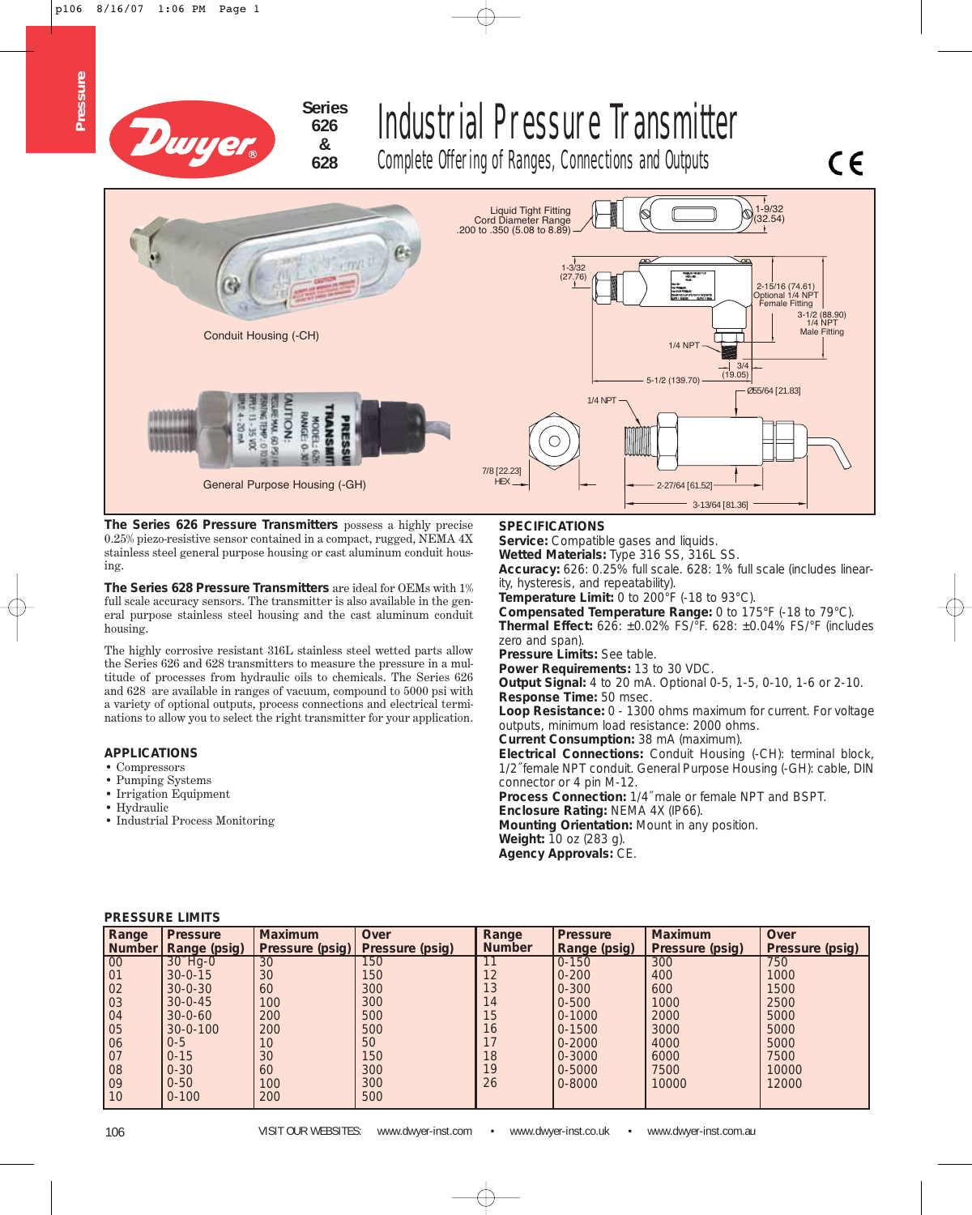# Series 626 & 628 Industrial Pressure Transmitter

## Complete Offering of Ranges, Connections and Outputs

Conduit Housing (-CH)

General Purpose Housing (-GH)

**The Series 626 Pressure Transmitters** possess a highly precise 0.25% piezo-resistive sensor contained in a compact, rugged, NEMA 4X stainless steel general purpose housing or cast aluminum conduit housing.

**The Series 628 Pressure Transmitters** are ideal for OEMs with 1% full scale accuracy sensors. The transmitter is also available in the general purpose stainless steel housing and the cast aluminum conduit housing.

The highly corrosive resistant 316L stainless steel wetted parts allow the Series 626 and 628 transmitters to measure the pressure in a multitude of processes from hydraulic oils to chemicals. The Series 626 and 628 are available in ranges of vacuum, compound to 5000 psi with a variety of optional outputs, process connections and electrical terminations to allow you to select the right transmitter for your application.

### APPLICATIONS

- Compressors
- Pumping Systems
- Irrigation Equipment
- Hydraulic
- Industrial Process Monitoring

### SPECIFICATIONS

**Service:** Compatible gases and liquids.
**Wetted Materials:** Type 316 SS, 316L SS.
**Accuracy:** 626: 0.25% full scale. 628: 1% full scale (includes linearity, hysteresis, and repeatability).
**Temperature Limit:** 0 to 200°F (-18 to 93°C).
**Compensated Temperature Range:** 0 to 175°F (-18 to 79°C).
**Thermal Effect:** 626: ±0.02% FS/°F. 628: ±0.04% FS/°F (includes zero and span).
**Pressure Limits:** See table.
**Power Requirements:** 13 to 30 VDC.
**Output Signal:** 4 to 20 mA. Optional 0-5, 1-5, 0-10, 1-6 or 2-10.
**Response Time:** 50 msec.
**Loop Resistance:** 0 - 1300 ohms maximum for current. For voltage outputs, minimum load resistance: 2000 ohms.
**Current Consumption:** 38 mA (maximum).
**Electrical Connections:** Conduit Housing (-CH): terminal block, 1/2″ female NPT conduit. General Purpose Housing (-GH): cable, DIN connector or 4 pin M-12.
**Process Connection:** 1/4″ male or female NPT and BSPT.
**Enclosure Rating:** NEMA 4X (IP66).
**Mounting Orientation:** Mount in any position.
**Weight:** 10 oz (283 g).
**Agency Approvals:** CE.

### PRESSURE LIMITS

| Range Number | Pressure Range (psig) | Maximum Pressure (psig) | Over Pressure (psig) | Range Number | Pressure Range (psig) | Maximum Pressure (psig) | Over Pressure (psig) |
|---|---|---|---|---|---|---|---|
| 00 | 30″Hg-0 | 30 | 150 | 11 | 0-150 | 300 | 750 |
| 01 | 30-0-15 | 30 | 150 | 12 | 0-200 | 400 | 1000 |
| 02 | 30-0-30 | 60 | 300 | 13 | 0-300 | 600 | 1500 |
| 03 | 30-0-45 | 100 | 300 | 14 | 0-500 | 1000 | 2500 |
| 04 | 30-0-60 | 200 | 500 | 15 | 0-1000 | 2000 | 5000 |
| 05 | 30-0-100 | 200 | 500 | 16 | 0-1500 | 3000 | 5000 |
| 06 | 0-5 | 10 | 50 | 17 | 0-2000 | 4000 | 5000 |
| 07 | 0-15 | 30 | 150 | 18 | 0-3000 | 6000 | 7500 |
| 08 | 0-30 | 60 | 300 | 19 | 0-5000 | 7500 | 10000 |
| 09 | 0-50 | 100 | 300 | 26 | 0-8000 | 10000 | 12000 |
| 10 | 0-100 | 200 | 500 | | | | |

VISIT OUR WEBSITES: www.dwyer-inst.com • www.dwyer-inst.co.uk • www.dwyer-inst.com.au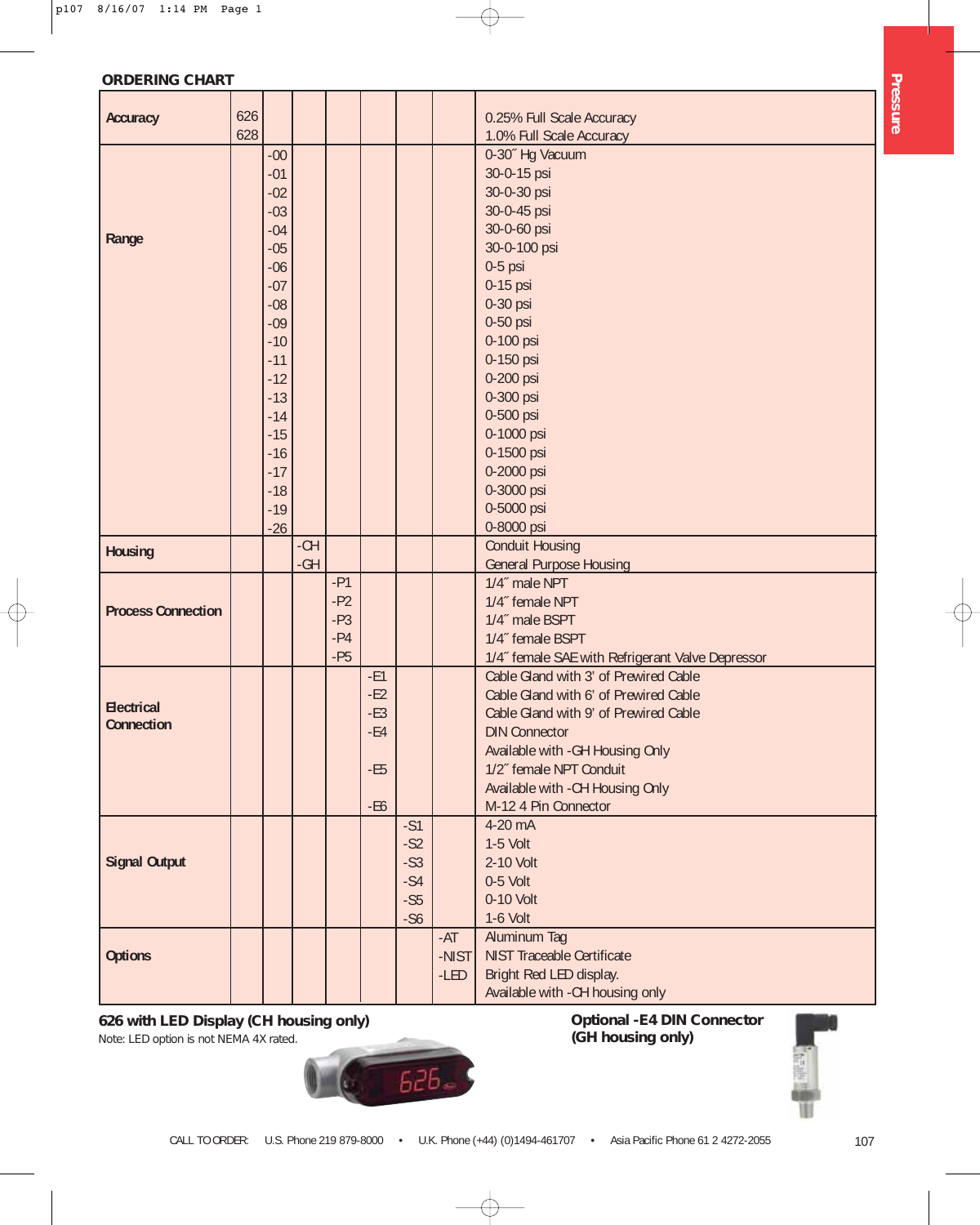## ORDERING CHART

| | | | | | | | | |
|---|---|---|---|---|---|---|---|---|
| **Accuracy** | 626 | | | | | | | 0.25% Full Scale Accuracy |
| | 628 | | | | | | | 1.0% Full Scale Accuracy |
| **Range** | | -00 | | | | | | 0-30˝ Hg Vacuum |
| | | -01 | | | | | | 30-0-15 psi |
| | | -02 | | | | | | 30-0-30 psi |
| | | -03 | | | | | | 30-0-45 psi |
| | | -04 | | | | | | 30-0-60 psi |
| | | -05 | | | | | | 30-0-100 psi |
| | | -06 | | | | | | 0-5 psi |
| | | -07 | | | | | | 0-15 psi |
| | | -08 | | | | | | 0-30 psi |
| | | -09 | | | | | | 0-50 psi |
| | | -10 | | | | | | 0-100 psi |
| | | -11 | | | | | | 0-150 psi |
| | | -12 | | | | | | 0-200 psi |
| | | -13 | | | | | | 0-300 psi |
| | | -14 | | | | | | 0-500 psi |
| | | -15 | | | | | | 0-1000 psi |
| | | -16 | | | | | | 0-1500 psi |
| | | -17 | | | | | | 0-2000 psi |
| | | -18 | | | | | | 0-3000 psi |
| | | -19 | | | | | | 0-5000 psi |
| | | -26 | | | | | | 0-8000 psi |
| **Housing** | | | -CH | | | | | Conduit Housing |
| | | | -GH | | | | | General Purpose Housing |
| **Process Connection** | | | | -P1 | | | | 1/4˝ male NPT |
| | | | | -P2 | | | | 1/4˝ female NPT |
| | | | | -P3 | | | | 1/4˝ male BSPT |
| | | | | -P4 | | | | 1/4˝ female BSPT |
| | | | | -P5 | | | | 1/4˝ female SAE with Refrigerant Valve Depressor |
| **Electrical Connection** | | | | | -E1 | | | Cable Gland with 3' of Prewired Cable |
| | | | | | -E2 | | | Cable Gland with 6' of Prewired Cable |
| | | | | | -E3 | | | Cable Gland with 9' of Prewired Cable |
| | | | | | -E4 | | | DIN Connector Available with -GH Housing Only |
| | | | | | -E5 | | | 1/2˝ female NPT Conduit Available with -CH Housing Only |
| | | | | | -E6 | | | M-12 4 Pin Connector |
| **Signal Output** | | | | | | -S1 | | 4-20 mA |
| | | | | | | -S2 | | 1-5 Volt |
| | | | | | | -S3 | | 2-10 Volt |
| | | | | | | -S4 | | 0-5 Volt |
| | | | | | | -S5 | | 0-10 Volt |
| | | | | | | -S6 | | 1-6 Volt |
| **Options** | | | | | | | -AT | Aluminum Tag |
| | | | | | | | -NIST | NIST Traceable Certificate |
| | | | | | | | -LED | Bright Red LED display. Available with -CH housing only |

**626 with LED Display (CH housing only)**

Note: LED option is not NEMA 4X rated.

**Optional -E4 DIN Connector (GH housing only)**

CALL TO ORDER: U.S. Phone 219 879-8000 • U.K. Phone (+44) (0)1494-461707 • Asia Pacific Phone 61 2 4272-2055